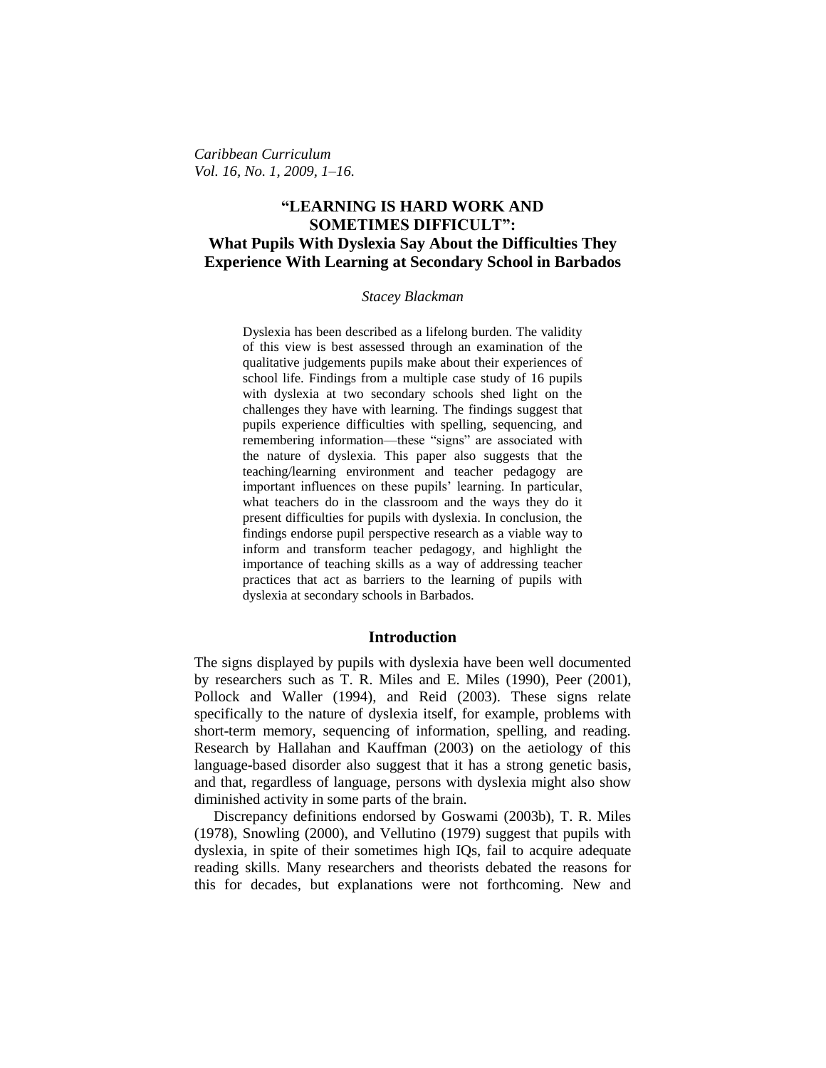*Caribbean Curriculum*
*Vol. 16, No. 1, 2009, 1–16.*

# "LEARNING IS HARD WORK AND SOMETIMES DIFFICULT": What Pupils With Dyslexia Say About the Difficulties They Experience With Learning at Secondary School in Barbados

*Stacey Blackman*

> Dyslexia has been described as a lifelong burden. The validity of this view is best assessed through an examination of the qualitative judgements pupils make about their experiences of school life. Findings from a multiple case study of 16 pupils with dyslexia at two secondary schools shed light on the challenges they have with learning. The findings suggest that pupils experience difficulties with spelling, sequencing, and remembering information—these "signs" are associated with the nature of dyslexia. This paper also suggests that the teaching/learning environment and teacher pedagogy are important influences on these pupils' learning. In particular, what teachers do in the classroom and the ways they do it present difficulties for pupils with dyslexia. In conclusion, the findings endorse pupil perspective research as a viable way to inform and transform teacher pedagogy, and highlight the importance of teaching skills as a way of addressing teacher practices that act as barriers to the learning of pupils with dyslexia at secondary schools in Barbados.

## Introduction

The signs displayed by pupils with dyslexia have been well documented by researchers such as T. R. Miles and E. Miles (1990), Peer (2001), Pollock and Waller (1994), and Reid (2003). These signs relate specifically to the nature of dyslexia itself, for example, problems with short-term memory, sequencing of information, spelling, and reading. Research by Hallahan and Kauffman (2003) on the aetiology of this language-based disorder also suggest that it has a strong genetic basis, and that, regardless of language, persons with dyslexia might also show diminished activity in some parts of the brain.

Discrepancy definitions endorsed by Goswami (2003b), T. R. Miles (1978), Snowling (2000), and Vellutino (1979) suggest that pupils with dyslexia, in spite of their sometimes high IQs, fail to acquire adequate reading skills. Many researchers and theorists debated the reasons for this for decades, but explanations were not forthcoming. New and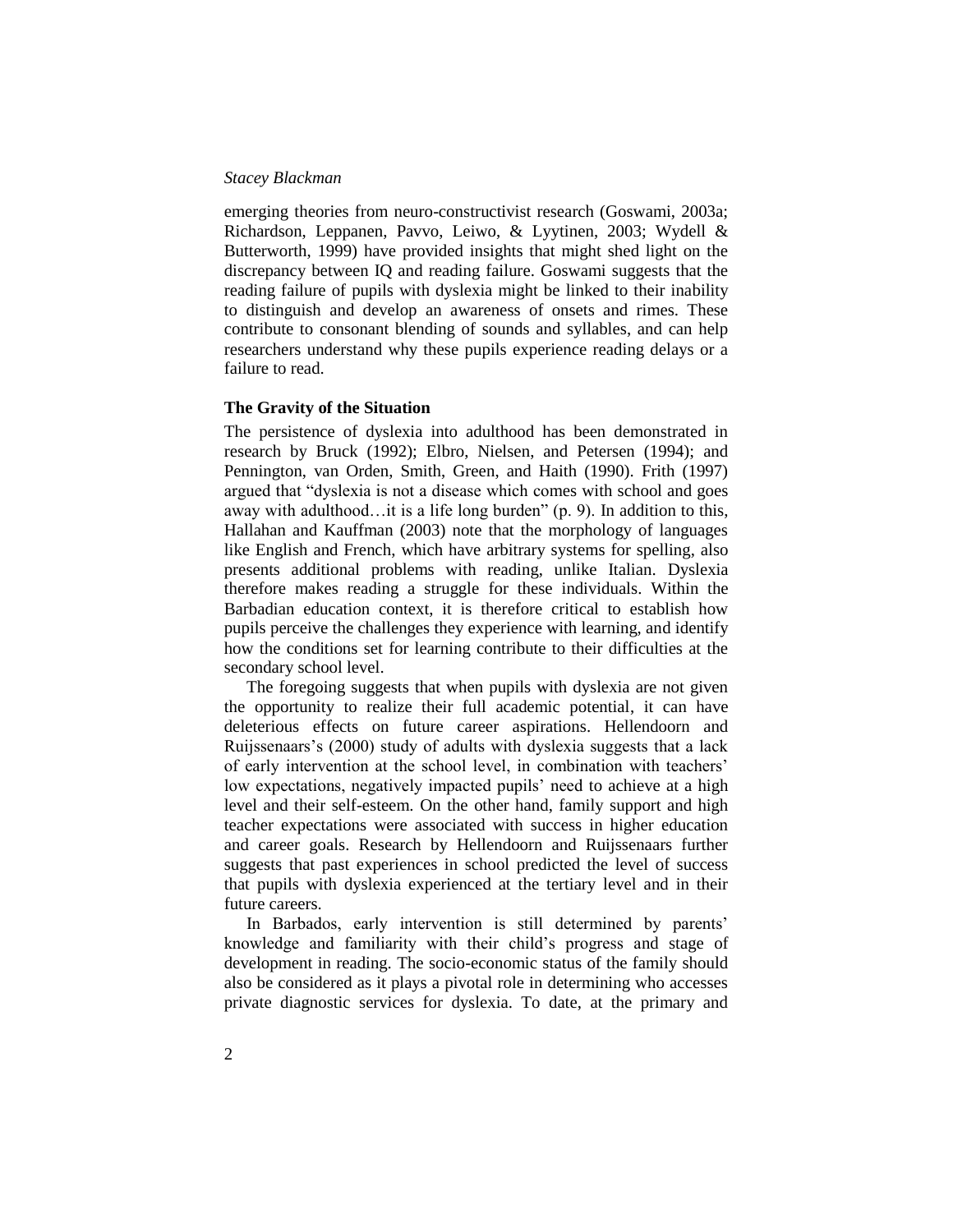emerging theories from neuro-constructivist research (Goswami, 2003a; Richardson, Leppanen, Pavvo, Leiwo, & Lyytinen, 2003; Wydell & Butterworth, 1999) have provided insights that might shed light on the discrepancy between IQ and reading failure. Goswami suggests that the reading failure of pupils with dyslexia might be linked to their inability to distinguish and develop an awareness of onsets and rimes. These contribute to consonant blending of sounds and syllables, and can help researchers understand why these pupils experience reading delays or a failure to read.

### The Gravity of the Situation

The persistence of dyslexia into adulthood has been demonstrated in research by Bruck (1992); Elbro, Nielsen, and Petersen (1994); and Pennington, van Orden, Smith, Green, and Haith (1990). Frith (1997) argued that "dyslexia is not a disease which comes with school and goes away with adulthood…it is a life long burden" (p. 9). In addition to this, Hallahan and Kauffman (2003) note that the morphology of languages like English and French, which have arbitrary systems for spelling, also presents additional problems with reading, unlike Italian. Dyslexia therefore makes reading a struggle for these individuals. Within the Barbadian education context, it is therefore critical to establish how pupils perceive the challenges they experience with learning, and identify how the conditions set for learning contribute to their difficulties at the secondary school level.

The foregoing suggests that when pupils with dyslexia are not given the opportunity to realize their full academic potential, it can have deleterious effects on future career aspirations. Hellendoorn and Ruijssenaars's (2000) study of adults with dyslexia suggests that a lack of early intervention at the school level, in combination with teachers' low expectations, negatively impacted pupils' need to achieve at a high level and their self-esteem. On the other hand, family support and high teacher expectations were associated with success in higher education and career goals. Research by Hellendoorn and Ruijssenaars further suggests that past experiences in school predicted the level of success that pupils with dyslexia experienced at the tertiary level and in their future careers.

In Barbados, early intervention is still determined by parents' knowledge and familiarity with their child's progress and stage of development in reading. The socio-economic status of the family should also be considered as it plays a pivotal role in determining who accesses private diagnostic services for dyslexia. To date, at the primary and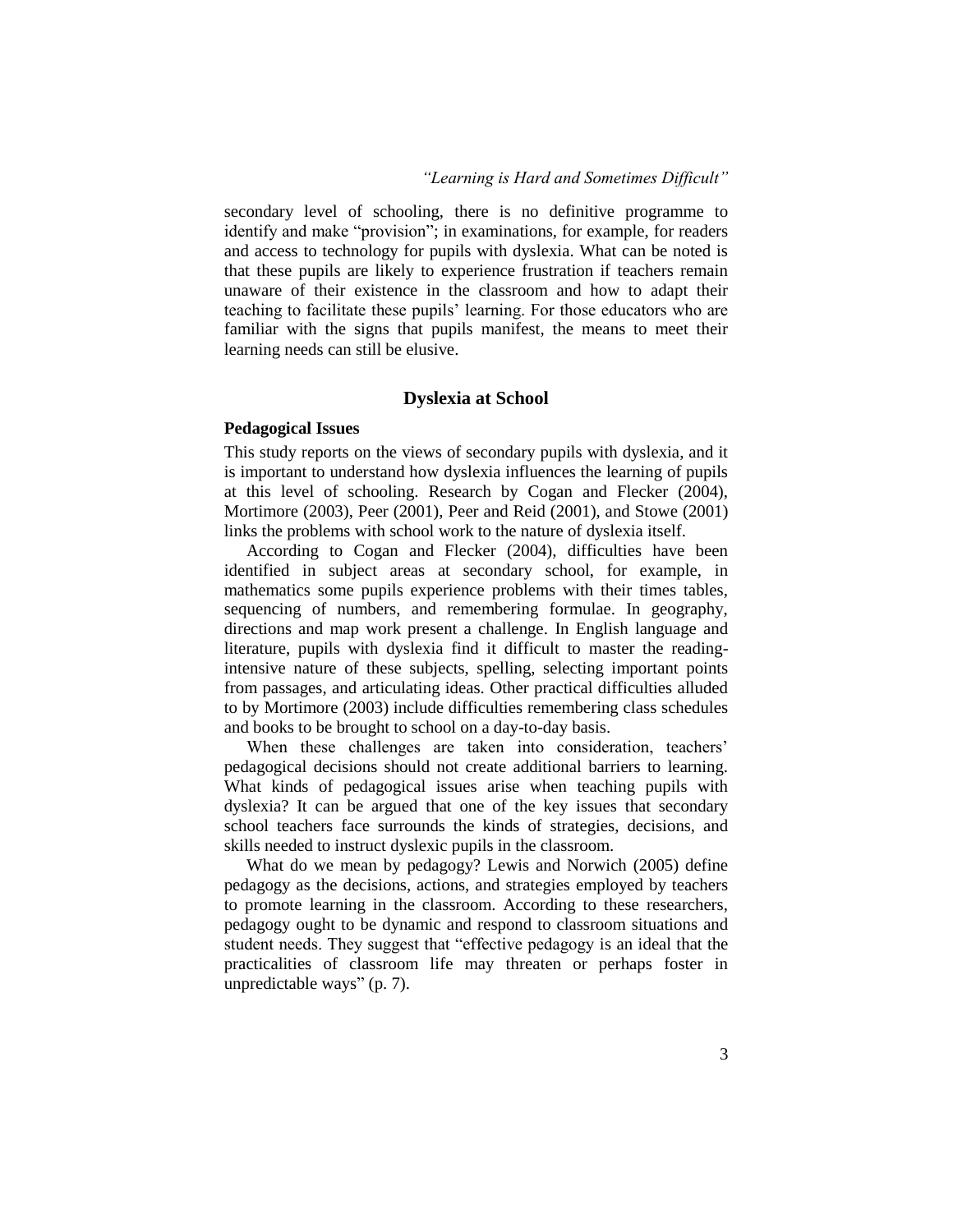secondary level of schooling, there is no definitive programme to identify and make "provision"; in examinations, for example, for readers and access to technology for pupils with dyslexia. What can be noted is that these pupils are likely to experience frustration if teachers remain unaware of their existence in the classroom and how to adapt their teaching to facilitate these pupils' learning. For those educators who are familiar with the signs that pupils manifest, the means to meet their learning needs can still be elusive.

## Dyslexia at School

### Pedagogical Issues

This study reports on the views of secondary pupils with dyslexia, and it is important to understand how dyslexia influences the learning of pupils at this level of schooling. Research by Cogan and Flecker (2004), Mortimore (2003), Peer (2001), Peer and Reid (2001), and Stowe (2001) links the problems with school work to the nature of dyslexia itself.

According to Cogan and Flecker (2004), difficulties have been identified in subject areas at secondary school, for example, in mathematics some pupils experience problems with their times tables, sequencing of numbers, and remembering formulae. In geography, directions and map work present a challenge. In English language and literature, pupils with dyslexia find it difficult to master the reading-intensive nature of these subjects, spelling, selecting important points from passages, and articulating ideas. Other practical difficulties alluded to by Mortimore (2003) include difficulties remembering class schedules and books to be brought to school on a day-to-day basis.

When these challenges are taken into consideration, teachers' pedagogical decisions should not create additional barriers to learning. What kinds of pedagogical issues arise when teaching pupils with dyslexia? It can be argued that one of the key issues that secondary school teachers face surrounds the kinds of strategies, decisions, and skills needed to instruct dyslexic pupils in the classroom.

What do we mean by pedagogy? Lewis and Norwich (2005) define pedagogy as the decisions, actions, and strategies employed by teachers to promote learning in the classroom. According to these researchers, pedagogy ought to be dynamic and respond to classroom situations and student needs. They suggest that "effective pedagogy is an ideal that the practicalities of classroom life may threaten or perhaps foster in unpredictable ways" (p. 7).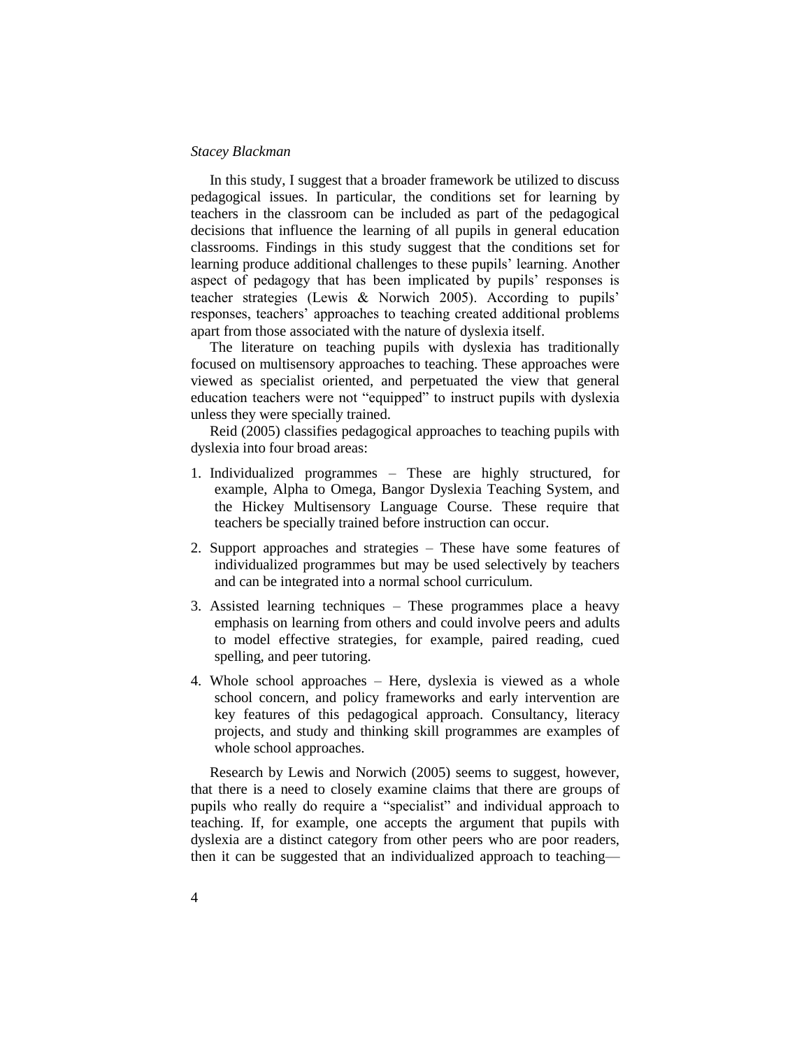In this study, I suggest that a broader framework be utilized to discuss pedagogical issues. In particular, the conditions set for learning by teachers in the classroom can be included as part of the pedagogical decisions that influence the learning of all pupils in general education classrooms. Findings in this study suggest that the conditions set for learning produce additional challenges to these pupils' learning. Another aspect of pedagogy that has been implicated by pupils' responses is teacher strategies (Lewis & Norwich 2005). According to pupils' responses, teachers' approaches to teaching created additional problems apart from those associated with the nature of dyslexia itself.

The literature on teaching pupils with dyslexia has traditionally focused on multisensory approaches to teaching. These approaches were viewed as specialist oriented, and perpetuated the view that general education teachers were not "equipped" to instruct pupils with dyslexia unless they were specially trained.

Reid (2005) classifies pedagogical approaches to teaching pupils with dyslexia into four broad areas:

1. Individualized programmes – These are highly structured, for example, Alpha to Omega, Bangor Dyslexia Teaching System, and the Hickey Multisensory Language Course. These require that teachers be specially trained before instruction can occur.
2. Support approaches and strategies – These have some features of individualized programmes but may be used selectively by teachers and can be integrated into a normal school curriculum.
3. Assisted learning techniques – These programmes place a heavy emphasis on learning from others and could involve peers and adults to model effective strategies, for example, paired reading, cued spelling, and peer tutoring.
4. Whole school approaches – Here, dyslexia is viewed as a whole school concern, and policy frameworks and early intervention are key features of this pedagogical approach. Consultancy, literacy projects, and study and thinking skill programmes are examples of whole school approaches.

Research by Lewis and Norwich (2005) seems to suggest, however, that there is a need to closely examine claims that there are groups of pupils who really do require a "specialist" and individual approach to teaching. If, for example, one accepts the argument that pupils with dyslexia are a distinct category from other peers who are poor readers, then it can be suggested that an individualized approach to teaching—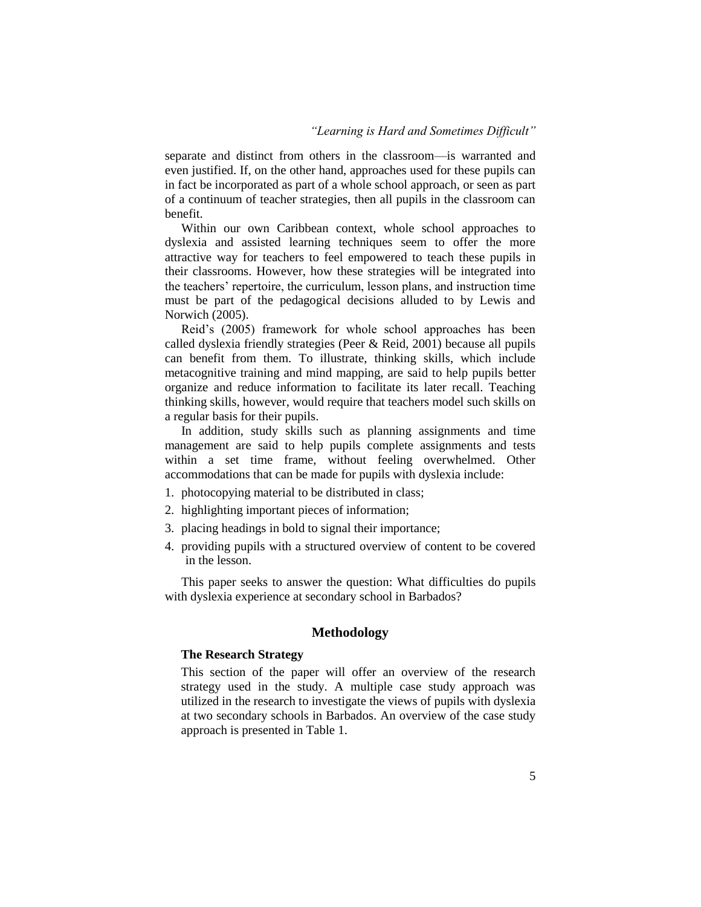separate and distinct from others in the classroom—is warranted and even justified. If, on the other hand, approaches used for these pupils can in fact be incorporated as part of a whole school approach, or seen as part of a continuum of teacher strategies, then all pupils in the classroom can benefit.

Within our own Caribbean context, whole school approaches to dyslexia and assisted learning techniques seem to offer the more attractive way for teachers to feel empowered to teach these pupils in their classrooms. However, how these strategies will be integrated into the teachers' repertoire, the curriculum, lesson plans, and instruction time must be part of the pedagogical decisions alluded to by Lewis and Norwich (2005).

Reid's (2005) framework for whole school approaches has been called dyslexia friendly strategies (Peer & Reid, 2001) because all pupils can benefit from them. To illustrate, thinking skills, which include metacognitive training and mind mapping, are said to help pupils better organize and reduce information to facilitate its later recall. Teaching thinking skills, however, would require that teachers model such skills on a regular basis for their pupils.

In addition, study skills such as planning assignments and time management are said to help pupils complete assignments and tests within a set time frame, without feeling overwhelmed. Other accommodations that can be made for pupils with dyslexia include:

1. photocopying material to be distributed in class;
2. highlighting important pieces of information;
3. placing headings in bold to signal their importance;
4. providing pupils with a structured overview of content to be covered in the lesson.

This paper seeks to answer the question: What difficulties do pupils with dyslexia experience at secondary school in Barbados?

## Methodology

### The Research Strategy

This section of the paper will offer an overview of the research strategy used in the study. A multiple case study approach was utilized in the research to investigate the views of pupils with dyslexia at two secondary schools in Barbados. An overview of the case study approach is presented in Table 1.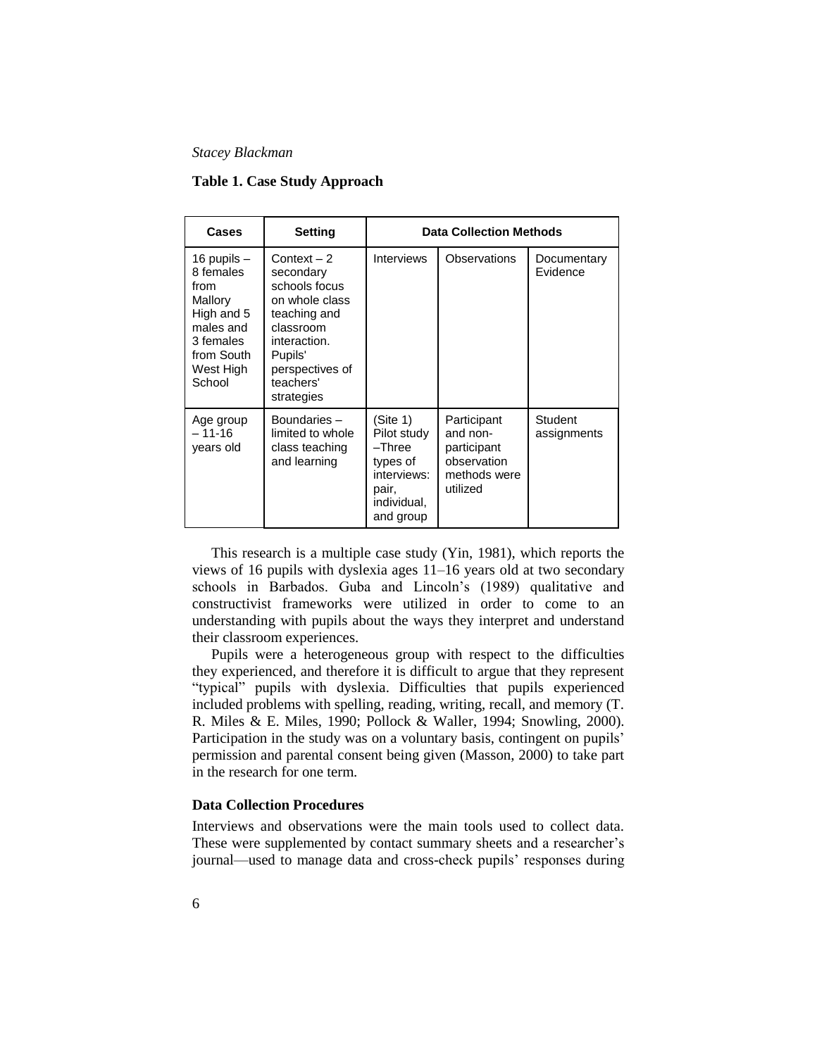**Table 1. Case Study Approach**

| Cases | Setting | Data Collection Methods | | |
|---|---|---|---|---|
| 16 pupils – 8 females from Mallory High and 5 males and 3 females from South West High School | Context – 2 secondary schools focus on whole class teaching and classroom interaction. Pupils' perspectives of teachers' strategies | Interviews | Observations | Documentary Evidence |
| Age group – 11-16 years old | Boundaries – limited to whole class teaching and learning | (Site 1) Pilot study –Three types of interviews: pair, individual, and group | Participant and non-participant observation methods were utilized | Student assignments |

This research is a multiple case study (Yin, 1981), which reports the views of 16 pupils with dyslexia ages 11–16 years old at two secondary schools in Barbados. Guba and Lincoln's (1989) qualitative and constructivist frameworks were utilized in order to come to an understanding with pupils about the ways they interpret and understand their classroom experiences.

Pupils were a heterogeneous group with respect to the difficulties they experienced, and therefore it is difficult to argue that they represent "typical" pupils with dyslexia. Difficulties that pupils experienced included problems with spelling, reading, writing, recall, and memory (T. R. Miles & E. Miles, 1990; Pollock & Waller, 1994; Snowling, 2000). Participation in the study was on a voluntary basis, contingent on pupils' permission and parental consent being given (Masson, 2000) to take part in the research for one term.

### Data Collection Procedures

Interviews and observations were the main tools used to collect data. These were supplemented by contact summary sheets and a researcher's journal—used to manage data and cross-check pupils' responses during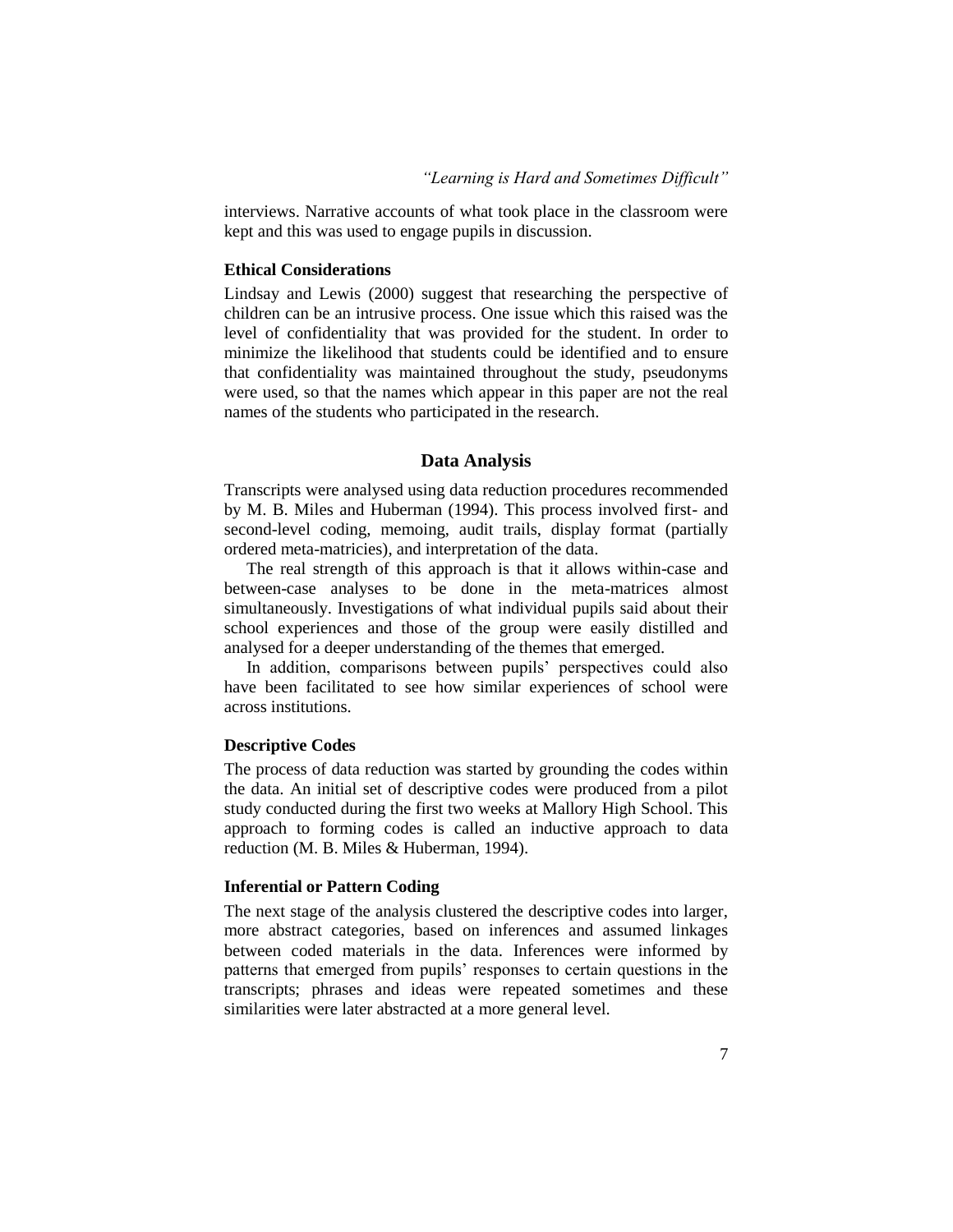interviews. Narrative accounts of what took place in the classroom were kept and this was used to engage pupils in discussion.

### Ethical Considerations

Lindsay and Lewis (2000) suggest that researching the perspective of children can be an intrusive process. One issue which this raised was the level of confidentiality that was provided for the student. In order to minimize the likelihood that students could be identified and to ensure that confidentiality was maintained throughout the study, pseudonyms were used, so that the names which appear in this paper are not the real names of the students who participated in the research.

## Data Analysis

Transcripts were analysed using data reduction procedures recommended by M. B. Miles and Huberman (1994). This process involved first- and second-level coding, memoing, audit trails, display format (partially ordered meta-matricies), and interpretation of the data.

The real strength of this approach is that it allows within-case and between-case analyses to be done in the meta-matrices almost simultaneously. Investigations of what individual pupils said about their school experiences and those of the group were easily distilled and analysed for a deeper understanding of the themes that emerged.

In addition, comparisons between pupils' perspectives could also have been facilitated to see how similar experiences of school were across institutions.

### Descriptive Codes

The process of data reduction was started by grounding the codes within the data. An initial set of descriptive codes were produced from a pilot study conducted during the first two weeks at Mallory High School. This approach to forming codes is called an inductive approach to data reduction (M. B. Miles & Huberman, 1994).

### Inferential or Pattern Coding

The next stage of the analysis clustered the descriptive codes into larger, more abstract categories, based on inferences and assumed linkages between coded materials in the data. Inferences were informed by patterns that emerged from pupils' responses to certain questions in the transcripts; phrases and ideas were repeated sometimes and these similarities were later abstracted at a more general level.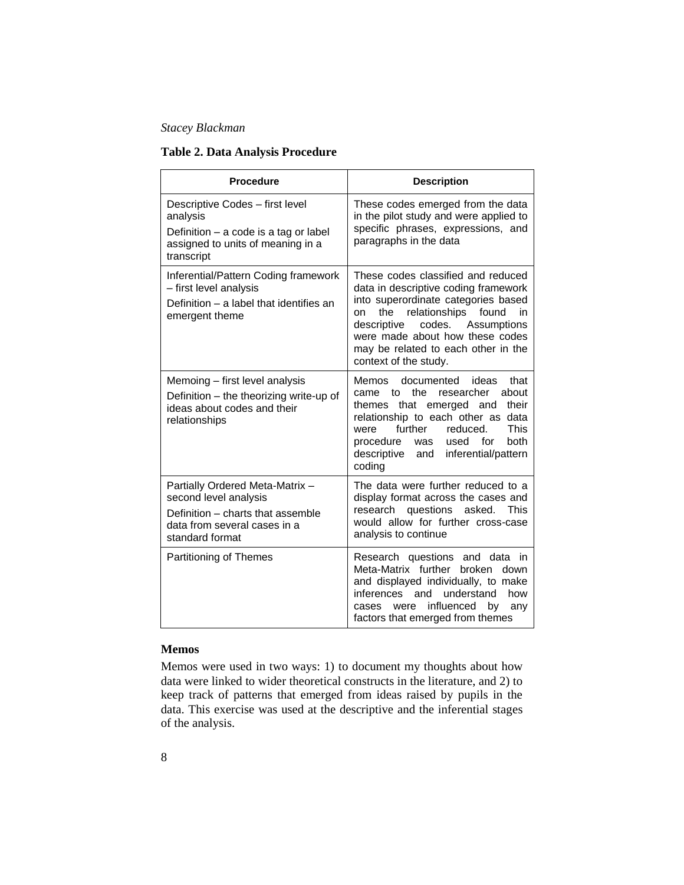**Table 2. Data Analysis Procedure**

| Procedure | Description |
|---|---|
| Descriptive Codes – first level analysis<br>Definition – a code is a tag or label assigned to units of meaning in a transcript | These codes emerged from the data in the pilot study and were applied to specific phrases, expressions, and paragraphs in the data |
| Inferential/Pattern Coding framework – first level analysis<br>Definition – a label that identifies an emergent theme | These codes classified and reduced data in descriptive coding framework into superordinate categories based on the relationships found in descriptive codes. Assumptions were made about how these codes may be related to each other in the context of the study. |
| Memoing – first level analysis<br>Definition – the theorizing write-up of ideas about codes and their relationships | Memos documented ideas that came to the researcher about themes that emerged and their relationship to each other as data were further reduced. This procedure was used for both descriptive and inferential/pattern coding |
| Partially Ordered Meta-Matrix – second level analysis<br>Definition – charts that assemble data from several cases in a standard format | The data were further reduced to a display format across the cases and research questions asked. This would allow for further cross-case analysis to continue |
| Partitioning of Themes | Research questions and data in Meta-Matrix further broken down and displayed individually, to make inferences and understand how cases were influenced by any factors that emerged from themes |

### Memos

Memos were used in two ways: 1) to document my thoughts about how data were linked to wider theoretical constructs in the literature, and 2) to keep track of patterns that emerged from ideas raised by pupils in the data. This exercise was used at the descriptive and the inferential stages of the analysis.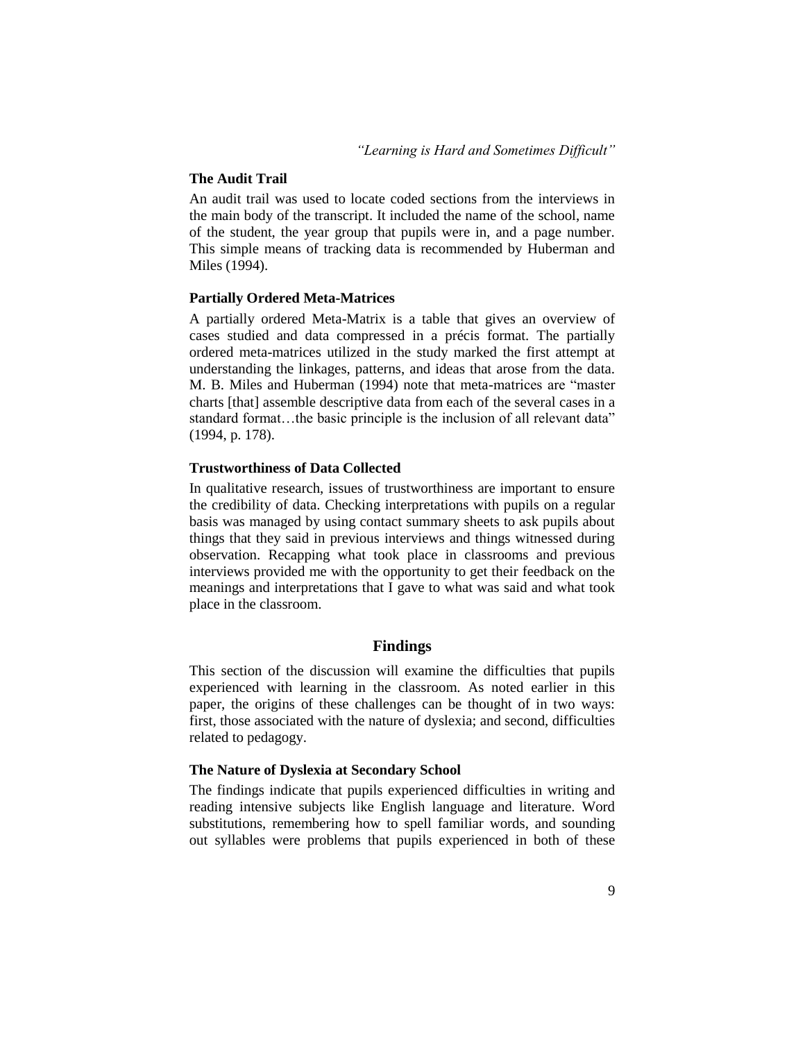### The Audit Trail

An audit trail was used to locate coded sections from the interviews in the main body of the transcript. It included the name of the school, name of the student, the year group that pupils were in, and a page number. This simple means of tracking data is recommended by Huberman and Miles (1994).

### Partially Ordered Meta-Matrices

A partially ordered Meta-Matrix is a table that gives an overview of cases studied and data compressed in a précis format. The partially ordered meta-matrices utilized in the study marked the first attempt at understanding the linkages, patterns, and ideas that arose from the data. M. B. Miles and Huberman (1994) note that meta-matrices are "master charts [that] assemble descriptive data from each of the several cases in a standard format…the basic principle is the inclusion of all relevant data" (1994, p. 178).

### Trustworthiness of Data Collected

In qualitative research, issues of trustworthiness are important to ensure the credibility of data. Checking interpretations with pupils on a regular basis was managed by using contact summary sheets to ask pupils about things that they said in previous interviews and things witnessed during observation. Recapping what took place in classrooms and previous interviews provided me with the opportunity to get their feedback on the meanings and interpretations that I gave to what was said and what took place in the classroom.

## Findings

This section of the discussion will examine the difficulties that pupils experienced with learning in the classroom. As noted earlier in this paper, the origins of these challenges can be thought of in two ways: first, those associated with the nature of dyslexia; and second, difficulties related to pedagogy.

### The Nature of Dyslexia at Secondary School

The findings indicate that pupils experienced difficulties in writing and reading intensive subjects like English language and literature. Word substitutions, remembering how to spell familiar words, and sounding out syllables were problems that pupils experienced in both of these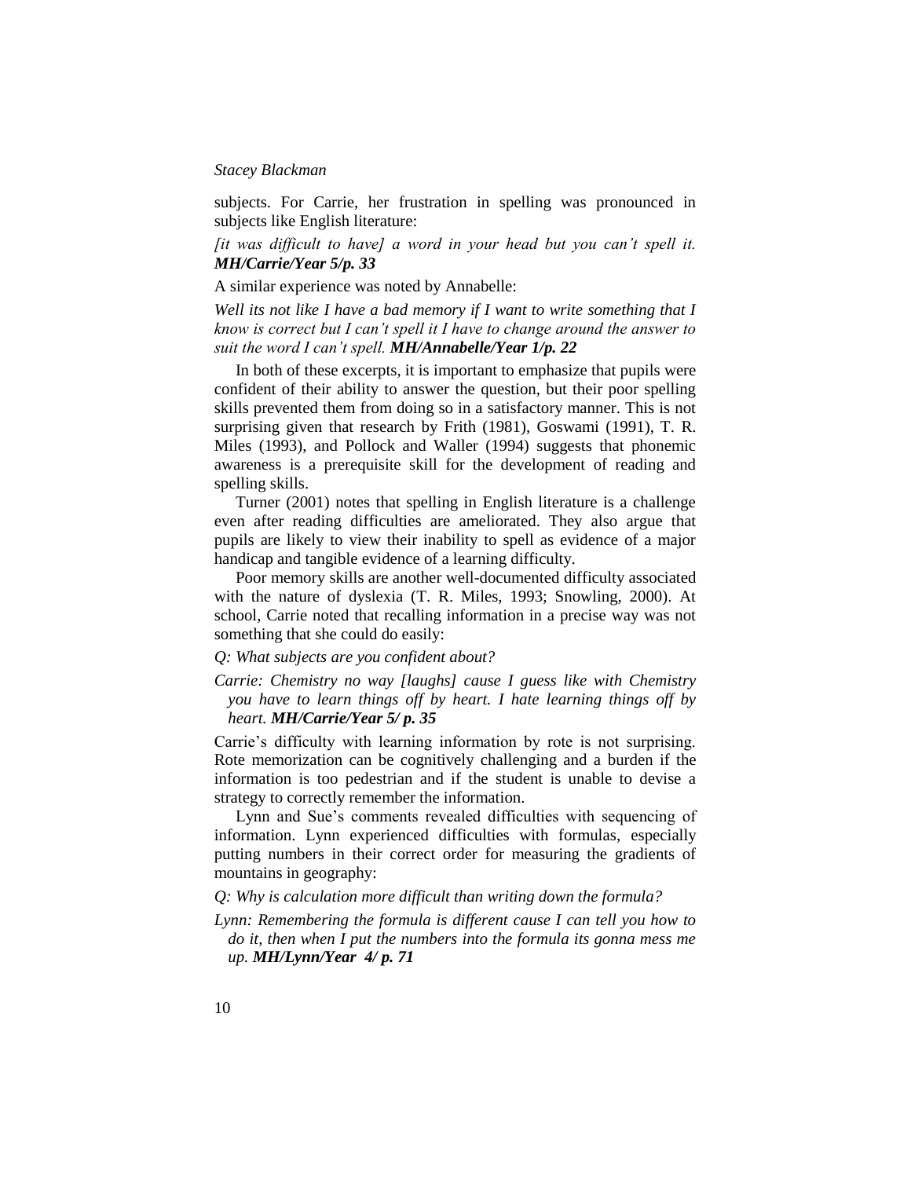subjects. For Carrie, her frustration in spelling was pronounced in subjects like English literature:

*[it was difficult to have] a word in your head but you can't spell it.* ***MH/Carrie/Year 5/p. 33***

A similar experience was noted by Annabelle:

*Well its not like I have a bad memory if I want to write something that I know is correct but I can't spell it I have to change around the answer to suit the word I can't spell.* ***MH/Annabelle/Year 1/p. 22***

In both of these excerpts, it is important to emphasize that pupils were confident of their ability to answer the question, but their poor spelling skills prevented them from doing so in a satisfactory manner. This is not surprising given that research by Frith (1981), Goswami (1991), T. R. Miles (1993), and Pollock and Waller (1994) suggests that phonemic awareness is a prerequisite skill for the development of reading and spelling skills.

Turner (2001) notes that spelling in English literature is a challenge even after reading difficulties are ameliorated. They also argue that pupils are likely to view their inability to spell as evidence of a major handicap and tangible evidence of a learning difficulty.

Poor memory skills are another well-documented difficulty associated with the nature of dyslexia (T. R. Miles, 1993; Snowling, 2000). At school, Carrie noted that recalling information in a precise way was not something that she could do easily:

*Q: What subjects are you confident about?*

*Carrie: Chemistry no way [laughs] cause I guess like with Chemistry you have to learn things off by heart. I hate learning things off by heart.* ***MH/Carrie/Year 5/ p. 35***

Carrie's difficulty with learning information by rote is not surprising. Rote memorization can be cognitively challenging and a burden if the information is too pedestrian and if the student is unable to devise a strategy to correctly remember the information.

Lynn and Sue's comments revealed difficulties with sequencing of information. Lynn experienced difficulties with formulas, especially putting numbers in their correct order for measuring the gradients of mountains in geography:

*Q: Why is calculation more difficult than writing down the formula?*

*Lynn: Remembering the formula is different cause I can tell you how to do it, then when I put the numbers into the formula its gonna mess me up.* ***MH/Lynn/Year 4/ p. 71***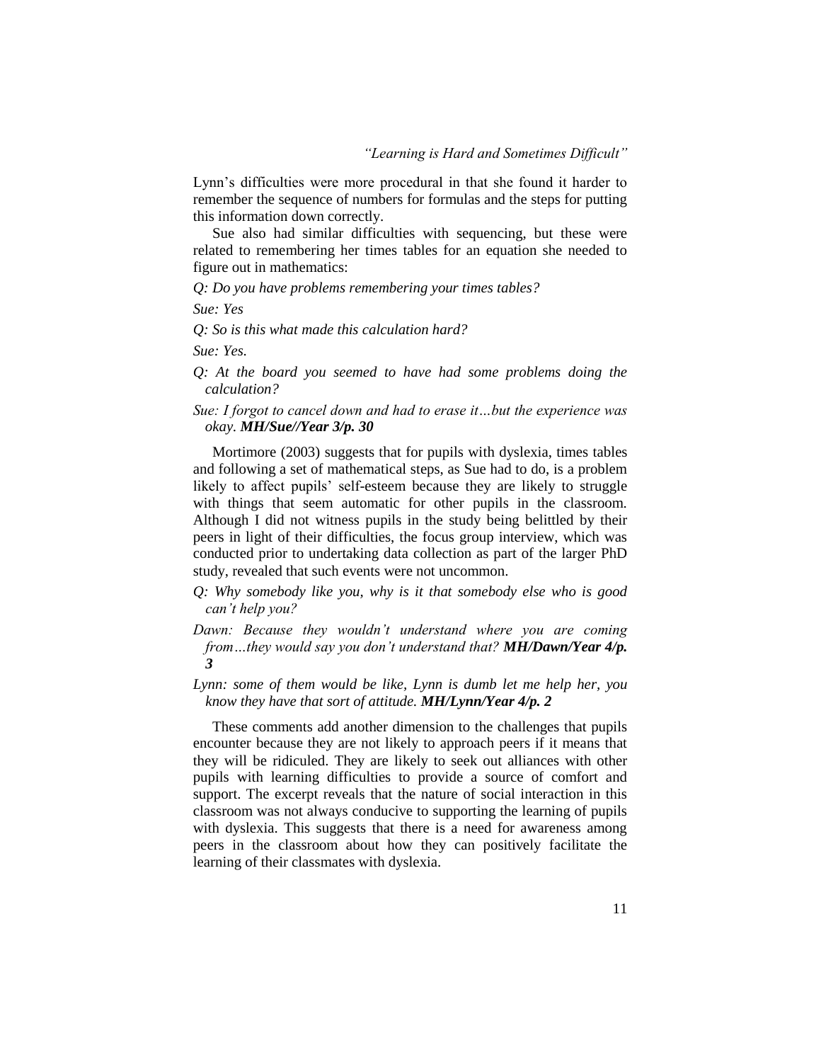Lynn's difficulties were more procedural in that she found it harder to remember the sequence of numbers for formulas and the steps for putting this information down correctly.

Sue also had similar difficulties with sequencing, but these were related to remembering her times tables for an equation she needed to figure out in mathematics:

*Q: Do you have problems remembering your times tables?*

*Sue: Yes*

*Q: So is this what made this calculation hard?*

*Sue: Yes.*

*Q: At the board you seemed to have had some problems doing the calculation?*

*Sue: I forgot to cancel down and had to erase it…but the experience was okay.* ***MH/Sue//Year 3/p. 30***

Mortimore (2003) suggests that for pupils with dyslexia, times tables and following a set of mathematical steps, as Sue had to do, is a problem likely to affect pupils' self-esteem because they are likely to struggle with things that seem automatic for other pupils in the classroom. Although I did not witness pupils in the study being belittled by their peers in light of their difficulties, the focus group interview, which was conducted prior to undertaking data collection as part of the larger PhD study, revealed that such events were not uncommon.

*Q: Why somebody like you, why is it that somebody else who is good can't help you?*

*Dawn: Because they wouldn't understand where you are coming from…they would say you don't understand that?* ***MH/Dawn/Year 4/p. 3***

*Lynn: some of them would be like, Lynn is dumb let me help her, you know they have that sort of attitude.* ***MH/Lynn/Year 4/p. 2***

These comments add another dimension to the challenges that pupils encounter because they are not likely to approach peers if it means that they will be ridiculed. They are likely to seek out alliances with other pupils with learning difficulties to provide a source of comfort and support. The excerpt reveals that the nature of social interaction in this classroom was not always conducive to supporting the learning of pupils with dyslexia. This suggests that there is a need for awareness among peers in the classroom about how they can positively facilitate the learning of their classmates with dyslexia.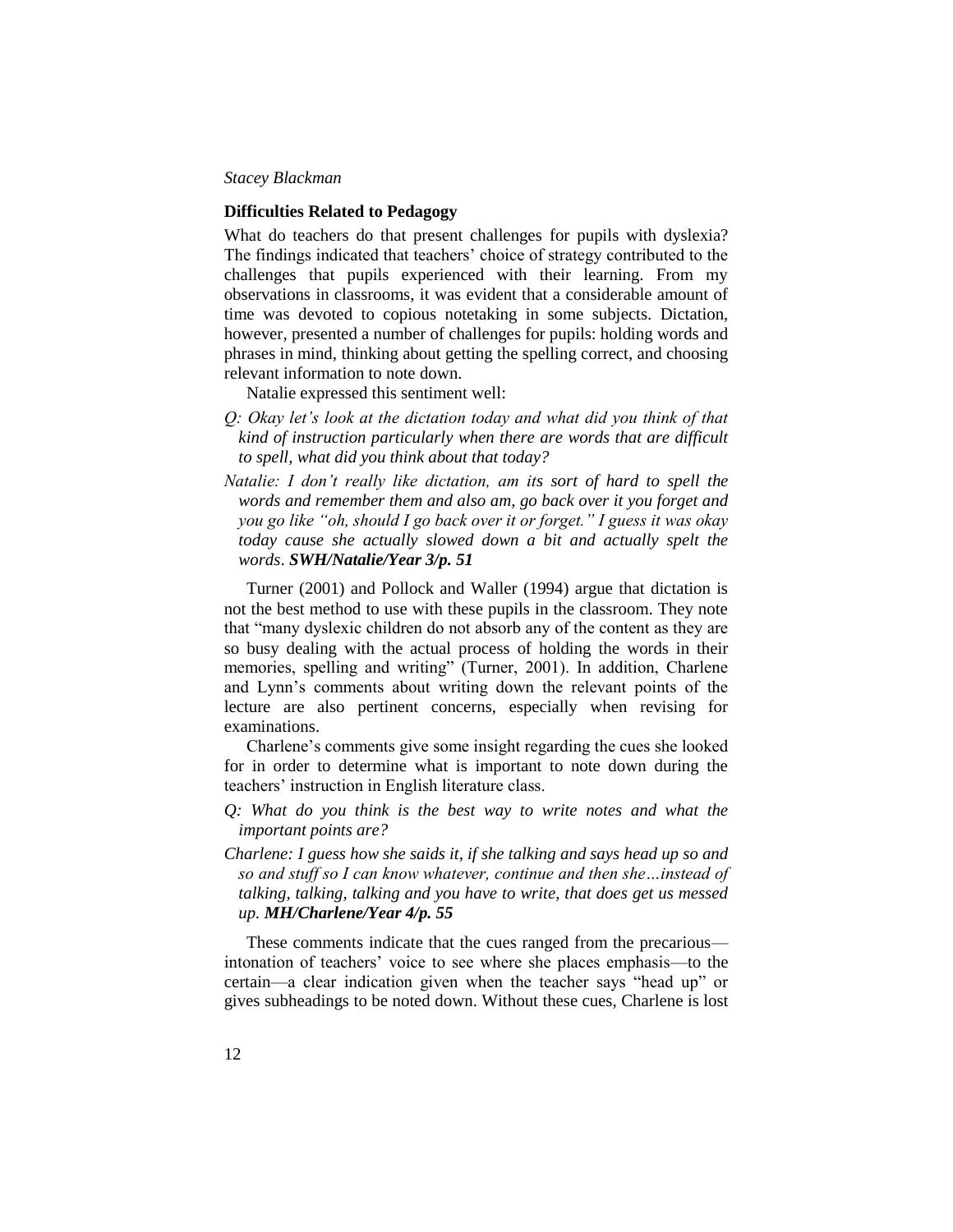### Difficulties Related to Pedagogy

What do teachers do that present challenges for pupils with dyslexia? The findings indicated that teachers' choice of strategy contributed to the challenges that pupils experienced with their learning. From my observations in classrooms, it was evident that a considerable amount of time was devoted to copious notetaking in some subjects. Dictation, however, presented a number of challenges for pupils: holding words and phrases in mind, thinking about getting the spelling correct, and choosing relevant information to note down.

Natalie expressed this sentiment well:

*Q: Okay let's look at the dictation today and what did you think of that kind of instruction particularly when there are words that are difficult to spell, what did you think about that today?*

*Natalie: I don't really like dictation, am its sort of hard to spell the words and remember them and also am, go back over it you forget and you go like "oh, should I go back over it or forget." I guess it was okay today cause she actually slowed down a bit and actually spelt the words.* ***SWH/Natalie/Year 3/p. 51***

Turner (2001) and Pollock and Waller (1994) argue that dictation is not the best method to use with these pupils in the classroom. They note that "many dyslexic children do not absorb any of the content as they are so busy dealing with the actual process of holding the words in their memories, spelling and writing" (Turner, 2001). In addition, Charlene and Lynn's comments about writing down the relevant points of the lecture are also pertinent concerns, especially when revising for examinations.

Charlene's comments give some insight regarding the cues she looked for in order to determine what is important to note down during the teachers' instruction in English literature class.

*Q: What do you think is the best way to write notes and what the important points are?*

*Charlene: I guess how she saids it, if she talking and says head up so and so and stuff so I can know whatever, continue and then she…instead of talking, talking, talking and you have to write, that does get us messed up.* ***MH/Charlene/Year 4/p. 55***

These comments indicate that the cues ranged from the precarious—intonation of teachers' voice to see where she places emphasis—to the certain—a clear indication given when the teacher says "head up" or gives subheadings to be noted down. Without these cues, Charlene is lost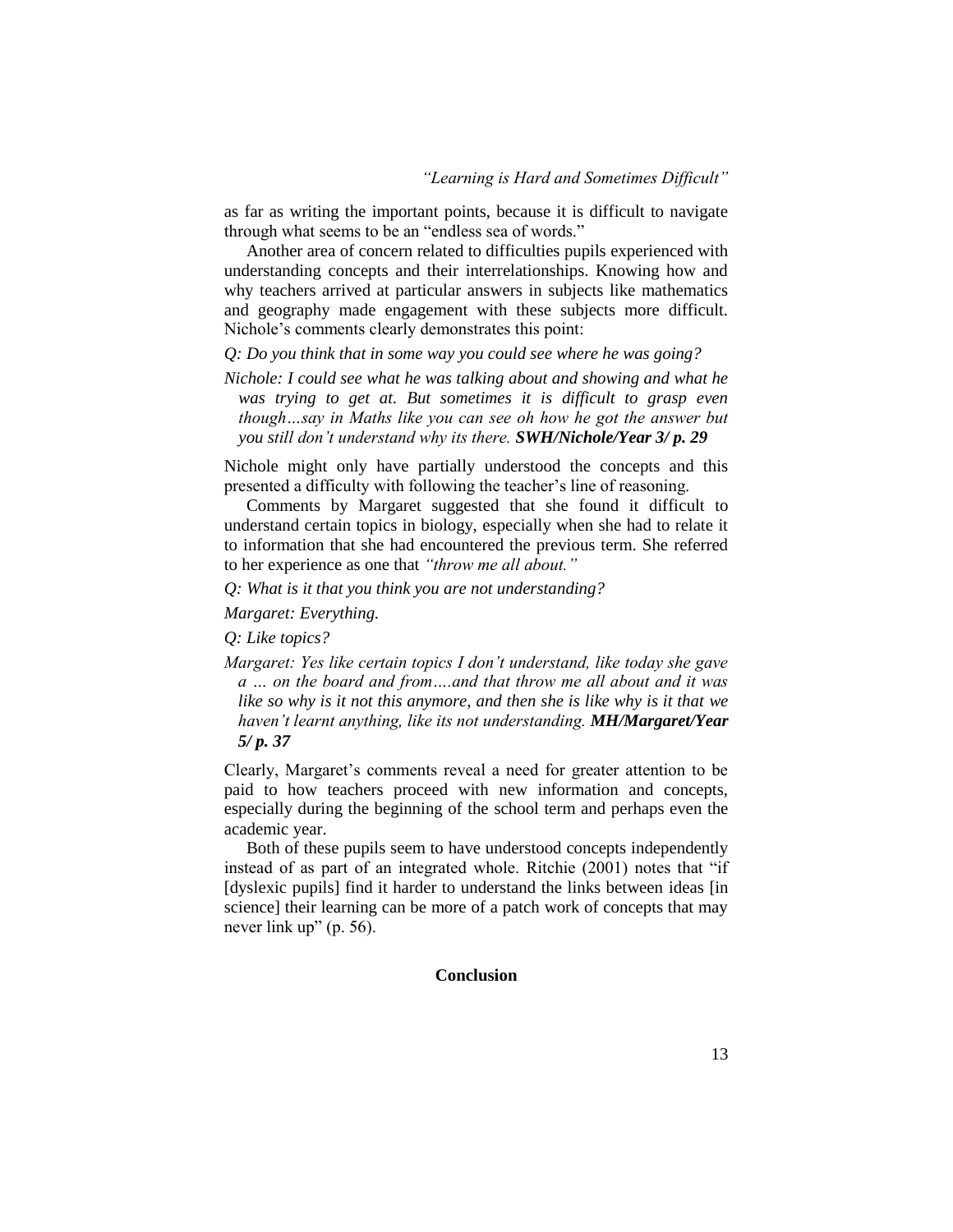as far as writing the important points, because it is difficult to navigate through what seems to be an "endless sea of words."

Another area of concern related to difficulties pupils experienced with understanding concepts and their interrelationships. Knowing how and why teachers arrived at particular answers in subjects like mathematics and geography made engagement with these subjects more difficult. Nichole's comments clearly demonstrates this point:

*Q: Do you think that in some way you could see where he was going?*

*Nichole: I could see what he was talking about and showing and what he was trying to get at. But sometimes it is difficult to grasp even though…say in Maths like you can see oh how he got the answer but you still don't understand why its there.* ***SWH/Nichole/Year 3/ p. 29***

Nichole might only have partially understood the concepts and this presented a difficulty with following the teacher's line of reasoning.

Comments by Margaret suggested that she found it difficult to understand certain topics in biology, especially when she had to relate it to information that she had encountered the previous term. She referred to her experience as one that *"throw me all about."*

*Q: What is it that you think you are not understanding?*

*Margaret: Everything.*

*Q: Like topics?*

*Margaret: Yes like certain topics I don't understand, like today she gave a … on the board and from….and that throw me all about and it was like so why is it not this anymore, and then she is like why is it that we haven't learnt anything, like its not understanding.* ***MH/Margaret/Year 5/ p. 37***

Clearly, Margaret's comments reveal a need for greater attention to be paid to how teachers proceed with new information and concepts, especially during the beginning of the school term and perhaps even the academic year.

Both of these pupils seem to have understood concepts independently instead of as part of an integrated whole. Ritchie (2001) notes that "if [dyslexic pupils] find it harder to understand the links between ideas [in science] their learning can be more of a patch work of concepts that may never link up" (p. 56).

## Conclusion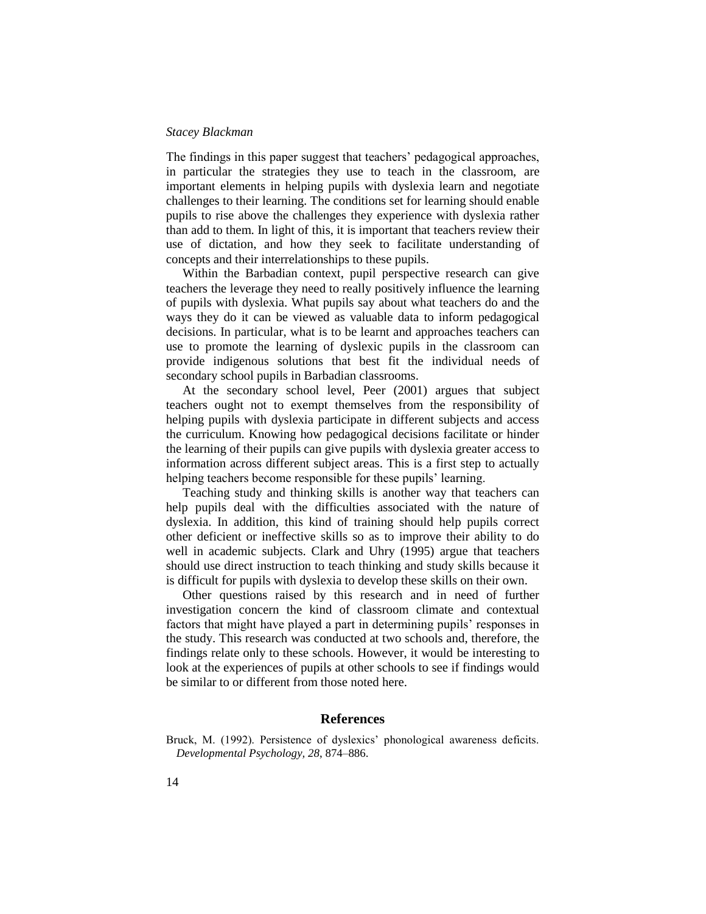The findings in this paper suggest that teachers' pedagogical approaches, in particular the strategies they use to teach in the classroom, are important elements in helping pupils with dyslexia learn and negotiate challenges to their learning. The conditions set for learning should enable pupils to rise above the challenges they experience with dyslexia rather than add to them. In light of this, it is important that teachers review their use of dictation, and how they seek to facilitate understanding of concepts and their interrelationships to these pupils.

Within the Barbadian context, pupil perspective research can give teachers the leverage they need to really positively influence the learning of pupils with dyslexia. What pupils say about what teachers do and the ways they do it can be viewed as valuable data to inform pedagogical decisions. In particular, what is to be learnt and approaches teachers can use to promote the learning of dyslexic pupils in the classroom can provide indigenous solutions that best fit the individual needs of secondary school pupils in Barbadian classrooms.

At the secondary school level, Peer (2001) argues that subject teachers ought not to exempt themselves from the responsibility of helping pupils with dyslexia participate in different subjects and access the curriculum. Knowing how pedagogical decisions facilitate or hinder the learning of their pupils can give pupils with dyslexia greater access to information across different subject areas. This is a first step to actually helping teachers become responsible for these pupils' learning.

Teaching study and thinking skills is another way that teachers can help pupils deal with the difficulties associated with the nature of dyslexia. In addition, this kind of training should help pupils correct other deficient or ineffective skills so as to improve their ability to do well in academic subjects. Clark and Uhry (1995) argue that teachers should use direct instruction to teach thinking and study skills because it is difficult for pupils with dyslexia to develop these skills on their own.

Other questions raised by this research and in need of further investigation concern the kind of classroom climate and contextual factors that might have played a part in determining pupils' responses in the study. This research was conducted at two schools and, therefore, the findings relate only to these schools. However, it would be interesting to look at the experiences of pupils at other schools to see if findings would be similar to or different from those noted here.

## References

Bruck, M. (1992). Persistence of dyslexics' phonological awareness deficits. *Developmental Psychology, 28*, 874–886.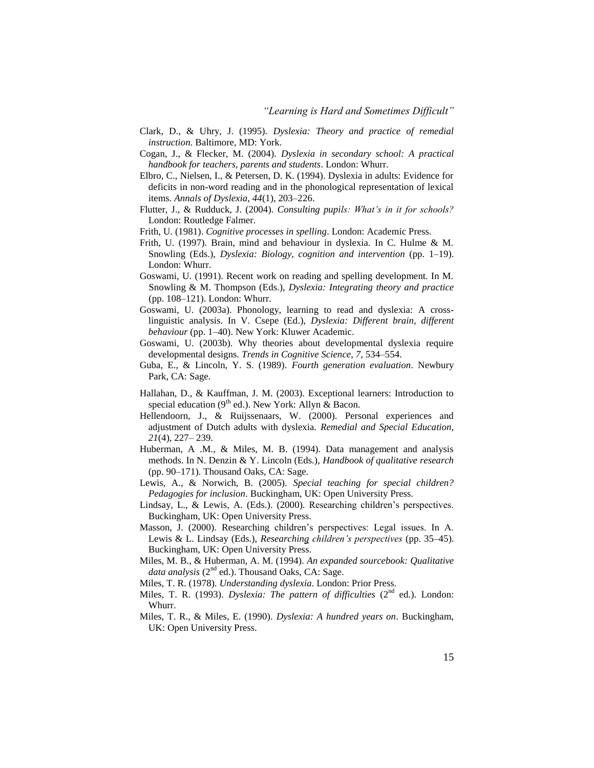Clark, D., & Uhry, J. (1995). *Dyslexia: Theory and practice of remedial instruction.* Baltimore, MD: York.

Cogan, J., & Flecker, M. (2004). *Dyslexia in secondary school: A practical handbook for teachers, parents and students*. London: Whurr.

Elbro, C., Nielsen, I., & Petersen, D. K. (1994). Dyslexia in adults: Evidence for deficits in non-word reading and in the phonological representation of lexical items. *Annals of Dyslexia, 44*(1), 203–226.

Flutter, J., & Rudduck, J. (2004). *Consulting pupils: What's in it for schools?* London: Routledge Falmer.

Frith, U. (1981). *Cognitive processes in spelling*. London: Academic Press.

Frith, U. (1997). Brain, mind and behaviour in dyslexia. In C. Hulme & M. Snowling (Eds.), *Dyslexia: Biology, cognition and intervention* (pp. 1–19). London: Whurr.

Goswami, U. (1991). Recent work on reading and spelling development. In M. Snowling & M. Thompson (Eds.), *Dyslexia: Integrating theory and practice* (pp. 108–121). London: Whurr.

Goswami, U. (2003a). Phonology, learning to read and dyslexia: A cross-linguistic analysis. In V. Csepe (Ed.), *Dyslexia: Different brain, different behaviour* (pp. 1–40). New York: Kluwer Academic.

Goswami, U. (2003b). Why theories about developmental dyslexia require developmental designs. *Trends in Cognitive Science, 7*, 534–554.

Guba, E., & Lincoln, Y. S. (1989). *Fourth generation evaluation*. Newbury Park, CA: Sage.

Hallahan, D., & Kauffman, J. M. (2003). Exceptional learners: Introduction to special education (9th ed.). New York: Allyn & Bacon.

Hellendoorn, J., & Ruijssenaars, W. (2000). Personal experiences and adjustment of Dutch adults with dyslexia. *Remedial and Special Education, 21*(4), 227– 239.

Huberman, A .M., & Miles, M. B. (1994). Data management and analysis methods. In N. Denzin & Y. Lincoln (Eds.), *Handbook of qualitative research* (pp. 90–171). Thousand Oaks, CA: Sage.

Lewis, A., & Norwich, B. (2005). *Special teaching for special children? Pedagogies for inclusion*. Buckingham, UK: Open University Press.

Lindsay, L., & Lewis, A. (Eds.). (2000). Researching children's perspectives. Buckingham, UK: Open University Press.

Masson, J. (2000). Researching children's perspectives: Legal issues. In A. Lewis & L. Lindsay (Eds.), *Researching children's perspectives* (pp. 35–45). Buckingham, UK: Open University Press.

Miles, M. B., & Huberman, A. M. (1994). *An expanded sourcebook: Qualitative data analysis* (2nd ed.). Thousand Oaks, CA: Sage.

Miles, T. R. (1978). *Understanding dyslexia*. London: Prior Press.

Miles, T. R. (1993). *Dyslexia: The pattern of difficulties* (2nd ed.). London: Whurr.

Miles, T. R., & Miles, E. (1990). *Dyslexia: A hundred years on*. Buckingham, UK: Open University Press.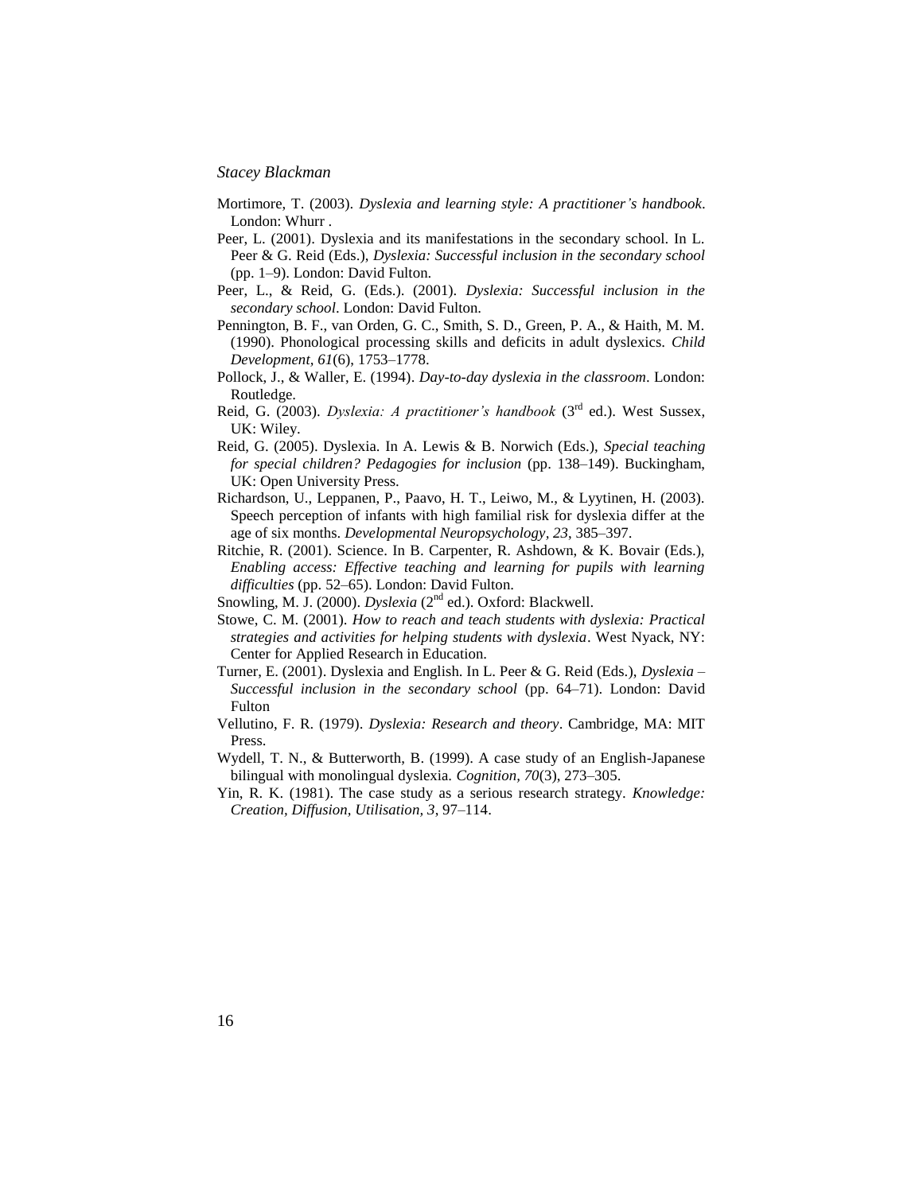Mortimore, T. (2003). *Dyslexia and learning style: A practitioner's handbook*. London: Whurr .

Peer, L. (2001). Dyslexia and its manifestations in the secondary school. In L. Peer & G. Reid (Eds.), *Dyslexia: Successful inclusion in the secondary school* (pp. 1–9). London: David Fulton.

Peer, L., & Reid, G. (Eds.). (2001). *Dyslexia: Successful inclusion in the secondary school*. London: David Fulton.

Pennington, B. F., van Orden, G. C., Smith, S. D., Green, P. A., & Haith, M. M. (1990). Phonological processing skills and deficits in adult dyslexics. *Child Development, 61*(6), 1753–1778.

Pollock, J., & Waller, E. (1994). *Day-to-day dyslexia in the classroom*. London: Routledge.

Reid, G. (2003). *Dyslexia: A practitioner's handbook* (3rd ed.). West Sussex, UK: Wiley.

Reid, G. (2005). Dyslexia. In A. Lewis & B. Norwich (Eds.), *Special teaching for special children? Pedagogies for inclusion* (pp. 138–149). Buckingham, UK: Open University Press.

Richardson, U., Leppanen, P., Paavo, H. T., Leiwo, M., & Lyytinen, H. (2003). Speech perception of infants with high familial risk for dyslexia differ at the age of six months. *Developmental Neuropsychology, 23*, 385–397.

Ritchie, R. (2001). Science. In B. Carpenter, R. Ashdown, & K. Bovair (Eds.), *Enabling access: Effective teaching and learning for pupils with learning difficulties* (pp. 52–65). London: David Fulton.

Snowling, M. J. (2000). *Dyslexia* (2nd ed.). Oxford: Blackwell.

Stowe, C. M. (2001). *How to reach and teach students with dyslexia: Practical strategies and activities for helping students with dyslexia*. West Nyack, NY: Center for Applied Research in Education.

Turner, E. (2001). Dyslexia and English. In L. Peer & G. Reid (Eds.), *Dyslexia – Successful inclusion in the secondary school* (pp. 64–71). London: David Fulton

Vellutino, F. R. (1979). *Dyslexia: Research and theory*. Cambridge, MA: MIT Press.

Wydell, T. N., & Butterworth, B. (1999). A case study of an English-Japanese bilingual with monolingual dyslexia. *Cognition, 70*(3), 273–305.

Yin, R. K. (1981). The case study as a serious research strategy. *Knowledge: Creation, Diffusion, Utilisation, 3*, 97–114.